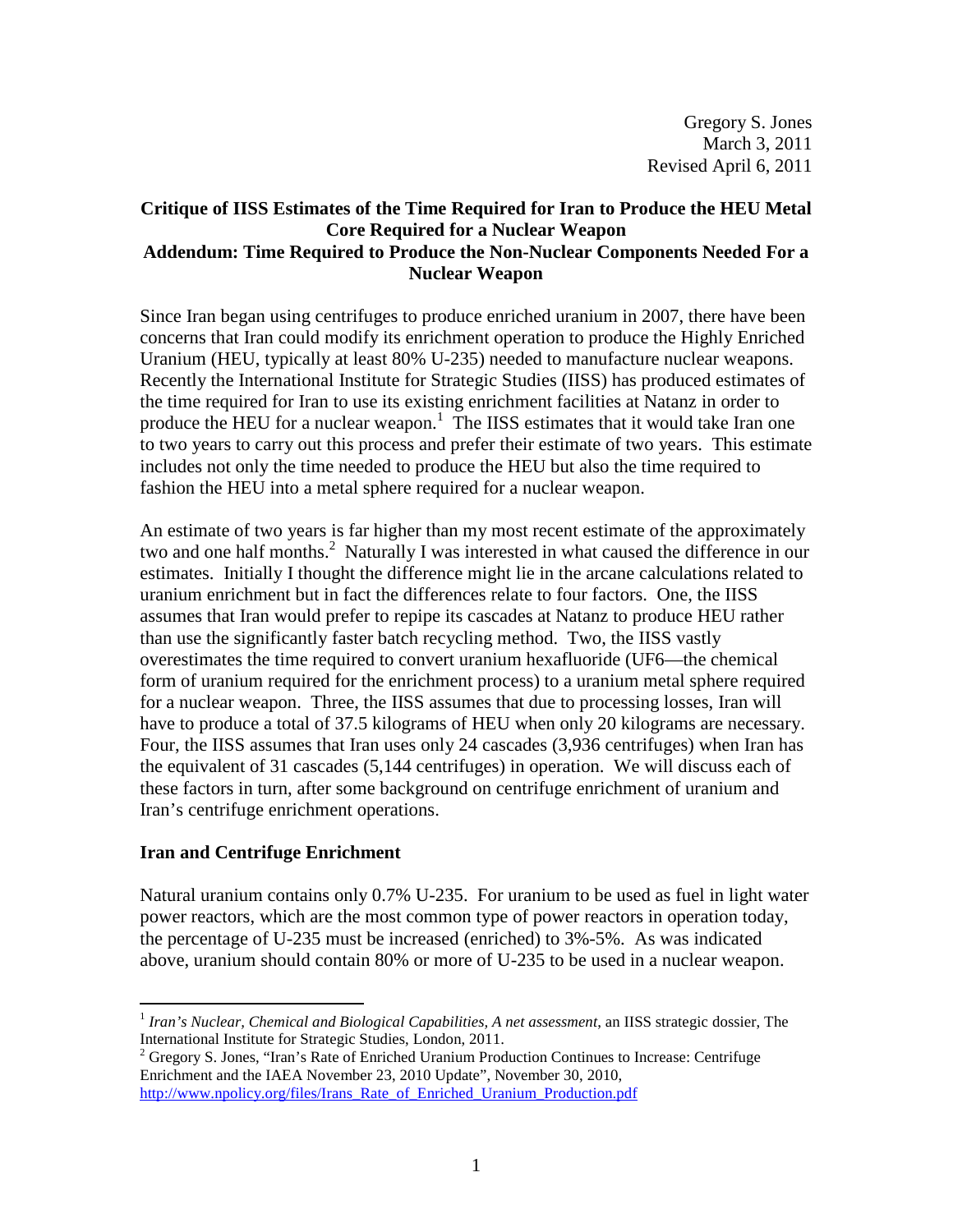Gregory S. Jones
March 3, 2011
Revised April 6, 2011

# Critique of IISS Estimates of the Time Required for Iran to Produce the HEU Metal Core Required for a Nuclear Weapon
## Addendum: Time Required to Produce the Non-Nuclear Components Needed For a Nuclear Weapon

Since Iran began using centrifuges to produce enriched uranium in 2007, there have been concerns that Iran could modify its enrichment operation to produce the Highly Enriched Uranium (HEU, typically at least 80% U-235) needed to manufacture nuclear weapons. Recently the International Institute for Strategic Studies (IISS) has produced estimates of the time required for Iran to use its existing enrichment facilities at Natanz in order to produce the HEU for a nuclear weapon.[1] The IISS estimates that it would take Iran one to two years to carry out this process and prefer their estimate of two years. This estimate includes not only the time needed to produce the HEU but also the time required to fashion the HEU into a metal sphere required for a nuclear weapon.

An estimate of two years is far higher than my most recent estimate of the approximately two and one half months.[2] Naturally I was interested in what caused the difference in our estimates. Initially I thought the difference might lie in the arcane calculations related to uranium enrichment but in fact the differences relate to four factors. One, the IISS assumes that Iran would prefer to repipe its cascades at Natanz to produce HEU rather than use the significantly faster batch recycling method. Two, the IISS vastly overestimates the time required to convert uranium hexafluoride (UF6—the chemical form of uranium required for the enrichment process) to a uranium metal sphere required for a nuclear weapon. Three, the IISS assumes that due to processing losses, Iran will have to produce a total of 37.5 kilograms of HEU when only 20 kilograms are necessary. Four, the IISS assumes that Iran uses only 24 cascades (3,936 centrifuges) when Iran has the equivalent of 31 cascades (5,144 centrifuges) in operation. We will discuss each of these factors in turn, after some background on centrifuge enrichment of uranium and Iran's centrifuge enrichment operations.

### Iran and Centrifuge Enrichment

Natural uranium contains only 0.7% U-235. For uranium to be used as fuel in light water power reactors, which are the most common type of power reactors in operation today, the percentage of U-235 must be increased (enriched) to 3%-5%. As was indicated above, uranium should contain 80% or more of U-235 to be used in a nuclear weapon.

---

[1] *Iran's Nuclear, Chemical and Biological Capabilities, A net assessment*, an IISS strategic dossier, The International Institute for Strategic Studies, London, 2011.

[2] Gregory S. Jones, "Iran's Rate of Enriched Uranium Production Continues to Increase: Centrifuge Enrichment and the IAEA November 23, 2010 Update", November 30, 2010, http://www.npolicy.org/files/Irans_Rate_of_Enriched_Uranium_Production.pdf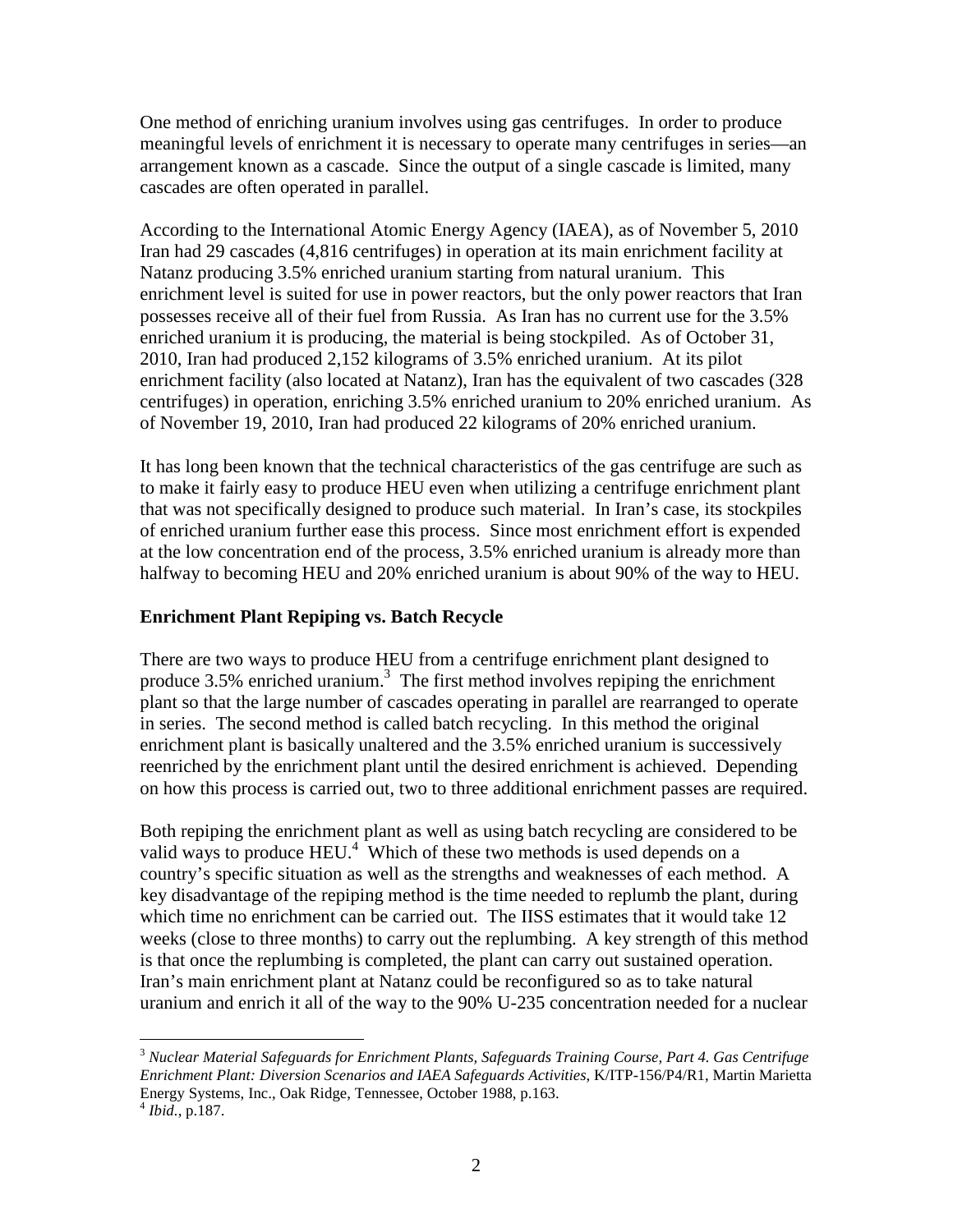One method of enriching uranium involves using gas centrifuges. In order to produce meaningful levels of enrichment it is necessary to operate many centrifuges in series—an arrangement known as a cascade. Since the output of a single cascade is limited, many cascades are often operated in parallel.

According to the International Atomic Energy Agency (IAEA), as of November 5, 2010 Iran had 29 cascades (4,816 centrifuges) in operation at its main enrichment facility at Natanz producing 3.5% enriched uranium starting from natural uranium. This enrichment level is suited for use in power reactors, but the only power reactors that Iran possesses receive all of their fuel from Russia. As Iran has no current use for the 3.5% enriched uranium it is producing, the material is being stockpiled. As of October 31, 2010, Iran had produced 2,152 kilograms of 3.5% enriched uranium. At its pilot enrichment facility (also located at Natanz), Iran has the equivalent of two cascades (328 centrifuges) in operation, enriching 3.5% enriched uranium to 20% enriched uranium. As of November 19, 2010, Iran had produced 22 kilograms of 20% enriched uranium.

It has long been known that the technical characteristics of the gas centrifuge are such as to make it fairly easy to produce HEU even when utilizing a centrifuge enrichment plant that was not specifically designed to produce such material. In Iran's case, its stockpiles of enriched uranium further ease this process. Since most enrichment effort is expended at the low concentration end of the process, 3.5% enriched uranium is already more than halfway to becoming HEU and 20% enriched uranium is about 90% of the way to HEU.

## Enrichment Plant Repiping vs. Batch Recycle

There are two ways to produce HEU from a centrifuge enrichment plant designed to produce 3.5% enriched uranium.[3] The first method involves repiping the enrichment plant so that the large number of cascades operating in parallel are rearranged to operate in series. The second method is called batch recycling. In this method the original enrichment plant is basically unaltered and the 3.5% enriched uranium is successively reenriched by the enrichment plant until the desired enrichment is achieved. Depending on how this process is carried out, two to three additional enrichment passes are required.

Both repiping the enrichment plant as well as using batch recycling are considered to be valid ways to produce HEU.[4] Which of these two methods is used depends on a country's specific situation as well as the strengths and weaknesses of each method. A key disadvantage of the repiping method is the time needed to replumb the plant, during which time no enrichment can be carried out. The IISS estimates that it would take 12 weeks (close to three months) to carry out the replumbing. A key strength of this method is that once the replumbing is completed, the plant can carry out sustained operation. Iran's main enrichment plant at Natanz could be reconfigured so as to take natural uranium and enrich it all of the way to the 90% U-235 concentration needed for a nuclear

---

[3] *Nuclear Material Safeguards for Enrichment Plants, Safeguards Training Course, Part 4. Gas Centrifuge Enrichment Plant: Diversion Scenarios and IAEA Safeguards Activities*, K/ITP-156/P4/R1, Martin Marietta Energy Systems, Inc., Oak Ridge, Tennessee, October 1988, p.163.

[4] *Ibid.*, p.187.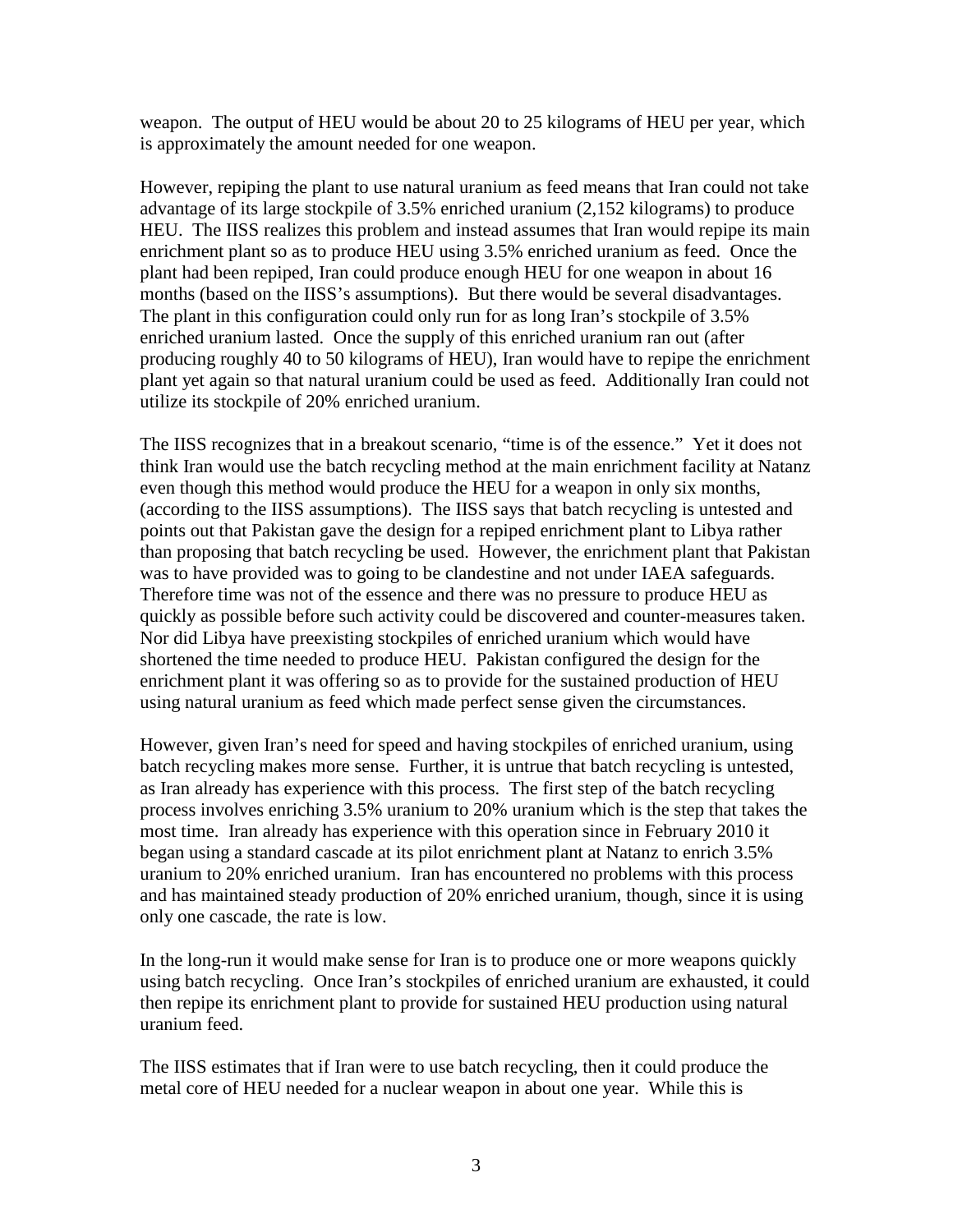weapon. The output of HEU would be about 20 to 25 kilograms of HEU per year, which is approximately the amount needed for one weapon.

However, repiping the plant to use natural uranium as feed means that Iran could not take advantage of its large stockpile of 3.5% enriched uranium (2,152 kilograms) to produce HEU. The IISS realizes this problem and instead assumes that Iran would repipe its main enrichment plant so as to produce HEU using 3.5% enriched uranium as feed. Once the plant had been repiped, Iran could produce enough HEU for one weapon in about 16 months (based on the IISS's assumptions). But there would be several disadvantages. The plant in this configuration could only run for as long Iran's stockpile of 3.5% enriched uranium lasted. Once the supply of this enriched uranium ran out (after producing roughly 40 to 50 kilograms of HEU), Iran would have to repipe the enrichment plant yet again so that natural uranium could be used as feed. Additionally Iran could not utilize its stockpile of 20% enriched uranium.

The IISS recognizes that in a breakout scenario, "time is of the essence." Yet it does not think Iran would use the batch recycling method at the main enrichment facility at Natanz even though this method would produce the HEU for a weapon in only six months, (according to the IISS assumptions). The IISS says that batch recycling is untested and points out that Pakistan gave the design for a repiped enrichment plant to Libya rather than proposing that batch recycling be used. However, the enrichment plant that Pakistan was to have provided was to going to be clandestine and not under IAEA safeguards. Therefore time was not of the essence and there was no pressure to produce HEU as quickly as possible before such activity could be discovered and counter-measures taken. Nor did Libya have preexisting stockpiles of enriched uranium which would have shortened the time needed to produce HEU. Pakistan configured the design for the enrichment plant it was offering so as to provide for the sustained production of HEU using natural uranium as feed which made perfect sense given the circumstances.

However, given Iran's need for speed and having stockpiles of enriched uranium, using batch recycling makes more sense. Further, it is untrue that batch recycling is untested, as Iran already has experience with this process. The first step of the batch recycling process involves enriching 3.5% uranium to 20% uranium which is the step that takes the most time. Iran already has experience with this operation since in February 2010 it began using a standard cascade at its pilot enrichment plant at Natanz to enrich 3.5% uranium to 20% enriched uranium. Iran has encountered no problems with this process and has maintained steady production of 20% enriched uranium, though, since it is using only one cascade, the rate is low.

In the long-run it would make sense for Iran is to produce one or more weapons quickly using batch recycling. Once Iran's stockpiles of enriched uranium are exhausted, it could then repipe its enrichment plant to provide for sustained HEU production using natural uranium feed.

The IISS estimates that if Iran were to use batch recycling, then it could produce the metal core of HEU needed for a nuclear weapon in about one year. While this is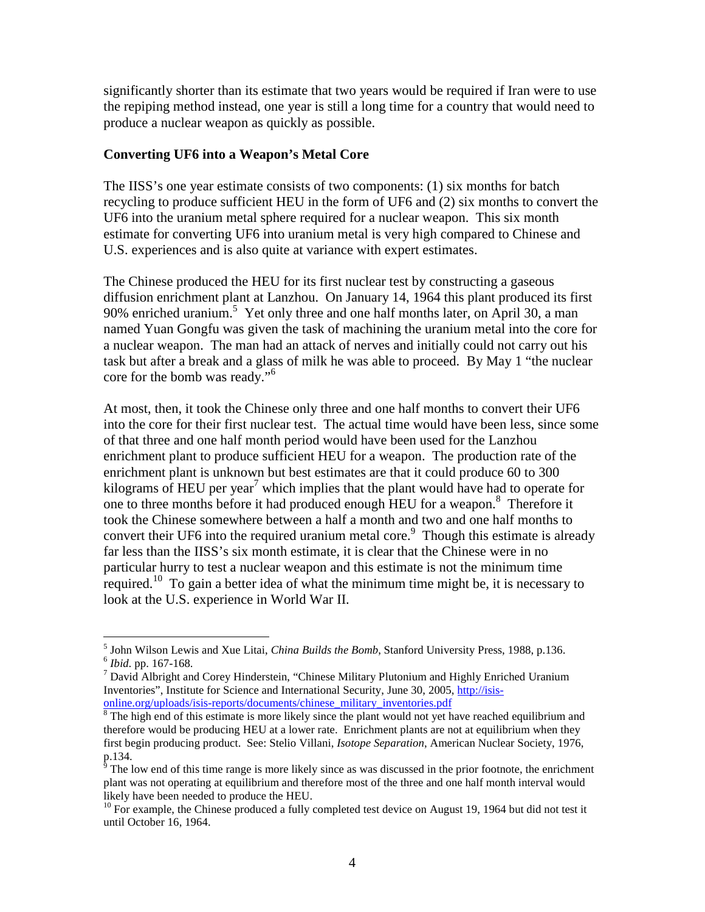significantly shorter than its estimate that two years would be required if Iran were to use the repiping method instead, one year is still a long time for a country that would need to produce a nuclear weapon as quickly as possible.

**Converting UF6 into a Weapon's Metal Core**

The IISS's one year estimate consists of two components: (1) six months for batch recycling to produce sufficient HEU in the form of UF6 and (2) six months to convert the UF6 into the uranium metal sphere required for a nuclear weapon. This six month estimate for converting UF6 into uranium metal is very high compared to Chinese and U.S. experiences and is also quite at variance with expert estimates.

The Chinese produced the HEU for its first nuclear test by constructing a gaseous diffusion enrichment plant at Lanzhou. On January 14, 1964 this plant produced its first 90% enriched uranium.[5] Yet only three and one half months later, on April 30, a man named Yuan Gongfu was given the task of machining the uranium metal into the core for a nuclear weapon. The man had an attack of nerves and initially could not carry out his task but after a break and a glass of milk he was able to proceed. By May 1 "the nuclear core for the bomb was ready."[6]

At most, then, it took the Chinese only three and one half months to convert their UF6 into the core for their first nuclear test. The actual time would have been less, since some of that three and one half month period would have been used for the Lanzhou enrichment plant to produce sufficient HEU for a weapon. The production rate of the enrichment plant is unknown but best estimates are that it could produce 60 to 300 kilograms of HEU per year[7] which implies that the plant would have had to operate for one to three months before it had produced enough HEU for a weapon.[8] Therefore it took the Chinese somewhere between a half a month and two and one half months to convert their UF6 into the required uranium metal core.[9] Though this estimate is already far less than the IISS's six month estimate, it is clear that the Chinese were in no particular hurry to test a nuclear weapon and this estimate is not the minimum time required.[10] To gain a better idea of what the minimum time might be, it is necessary to look at the U.S. experience in World War II.

---

[5] John Wilson Lewis and Xue Litai, *China Builds the Bomb*, Stanford University Press, 1988, p.136.

[6] *Ibid.* pp. 167-168.

[7] David Albright and Corey Hinderstein, "Chinese Military Plutonium and Highly Enriched Uranium Inventories", Institute for Science and International Security, June 30, 2005, http://isis-online.org/uploads/isis-reports/documents/chinese_military_inventories.pdf

[8] The high end of this estimate is more likely since the plant would not yet have reached equilibrium and therefore would be producing HEU at a lower rate. Enrichment plants are not at equilibrium when they first begin producing product. See: Stelio Villani, *Isotope Separation*, American Nuclear Society, 1976, p.134.

[9] The low end of this time range is more likely since as was discussed in the prior footnote, the enrichment plant was not operating at equilibrium and therefore most of the three and one half month interval would likely have been needed to produce the HEU.

[10] For example, the Chinese produced a fully completed test device on August 19, 1964 but did not test it until October 16, 1964.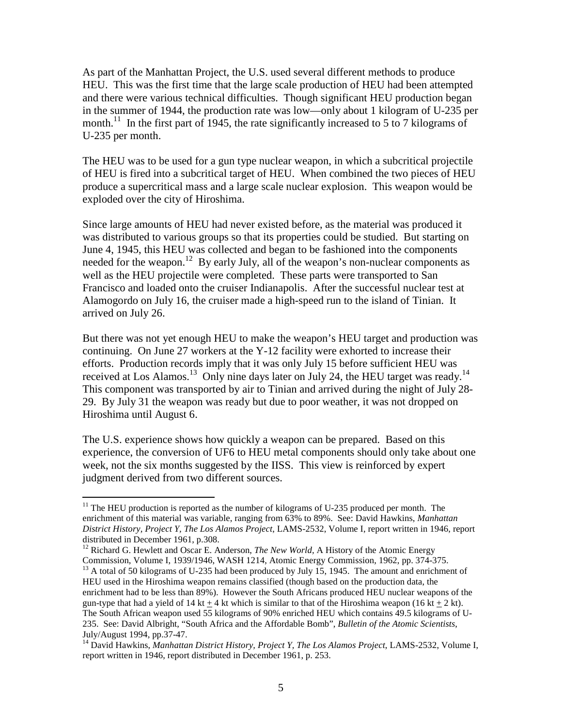As part of the Manhattan Project, the U.S. used several different methods to produce HEU. This was the first time that the large scale production of HEU had been attempted and there were various technical difficulties. Though significant HEU production began in the summer of 1944, the production rate was low—only about 1 kilogram of U-235 per month.[11] In the first part of 1945, the rate significantly increased to 5 to 7 kilograms of U-235 per month.

The HEU was to be used for a gun type nuclear weapon, in which a subcritical projectile of HEU is fired into a subcritical target of HEU. When combined the two pieces of HEU produce a supercritical mass and a large scale nuclear explosion. This weapon would be exploded over the city of Hiroshima.

Since large amounts of HEU had never existed before, as the material was produced it was distributed to various groups so that its properties could be studied. But starting on June 4, 1945, this HEU was collected and began to be fashioned into the components needed for the weapon.[12] By early July, all of the weapon's non-nuclear components as well as the HEU projectile were completed. These parts were transported to San Francisco and loaded onto the cruiser Indianapolis. After the successful nuclear test at Alamogordo on July 16, the cruiser made a high-speed run to the island of Tinian. It arrived on July 26.

But there was not yet enough HEU to make the weapon's HEU target and production was continuing. On June 27 workers at the Y-12 facility were exhorted to increase their efforts. Production records imply that it was only July 15 before sufficient HEU was received at Los Alamos.[13] Only nine days later on July 24, the HEU target was ready.[14] This component was transported by air to Tinian and arrived during the night of July 28-29. By July 31 the weapon was ready but due to poor weather, it was not dropped on Hiroshima until August 6.

The U.S. experience shows how quickly a weapon can be prepared. Based on this experience, the conversion of UF6 to HEU metal components should only take about one week, not the six months suggested by the IISS. This view is reinforced by expert judgment derived from two different sources.

---

[11] The HEU production is reported as the number of kilograms of U-235 produced per month. The enrichment of this material was variable, ranging from 63% to 89%. See: David Hawkins, *Manhattan District History, Project Y, The Los Alamos Project*, LAMS-2532, Volume I, report written in 1946, report distributed in December 1961, p.308.

[12] Richard G. Hewlett and Oscar E. Anderson, *The New World*, A History of the Atomic Energy Commission, Volume I, 1939/1946, WASH 1214, Atomic Energy Commission, 1962, pp. 374-375.

[13] A total of 50 kilograms of U-235 had been produced by July 15, 1945. The amount and enrichment of HEU used in the Hiroshima weapon remains classified (though based on the production data, the enrichment had to be less than 89%). However the South Africans produced HEU nuclear weapons of the gun-type that had a yield of 14 kt $\pm$ 4 kt which is similar to that of the Hiroshima weapon (16 kt $\pm$ 2 kt). The South African weapon used 55 kilograms of 90% enriched HEU which contains 49.5 kilograms of U-235. See: David Albright, "South Africa and the Affordable Bomb", *Bulletin of the Atomic Scientists*, July/August 1994, pp.37-47.

[14] David Hawkins, *Manhattan District History, Project Y, The Los Alamos Project*, LAMS-2532, Volume I, report written in 1946, report distributed in December 1961, p. 253.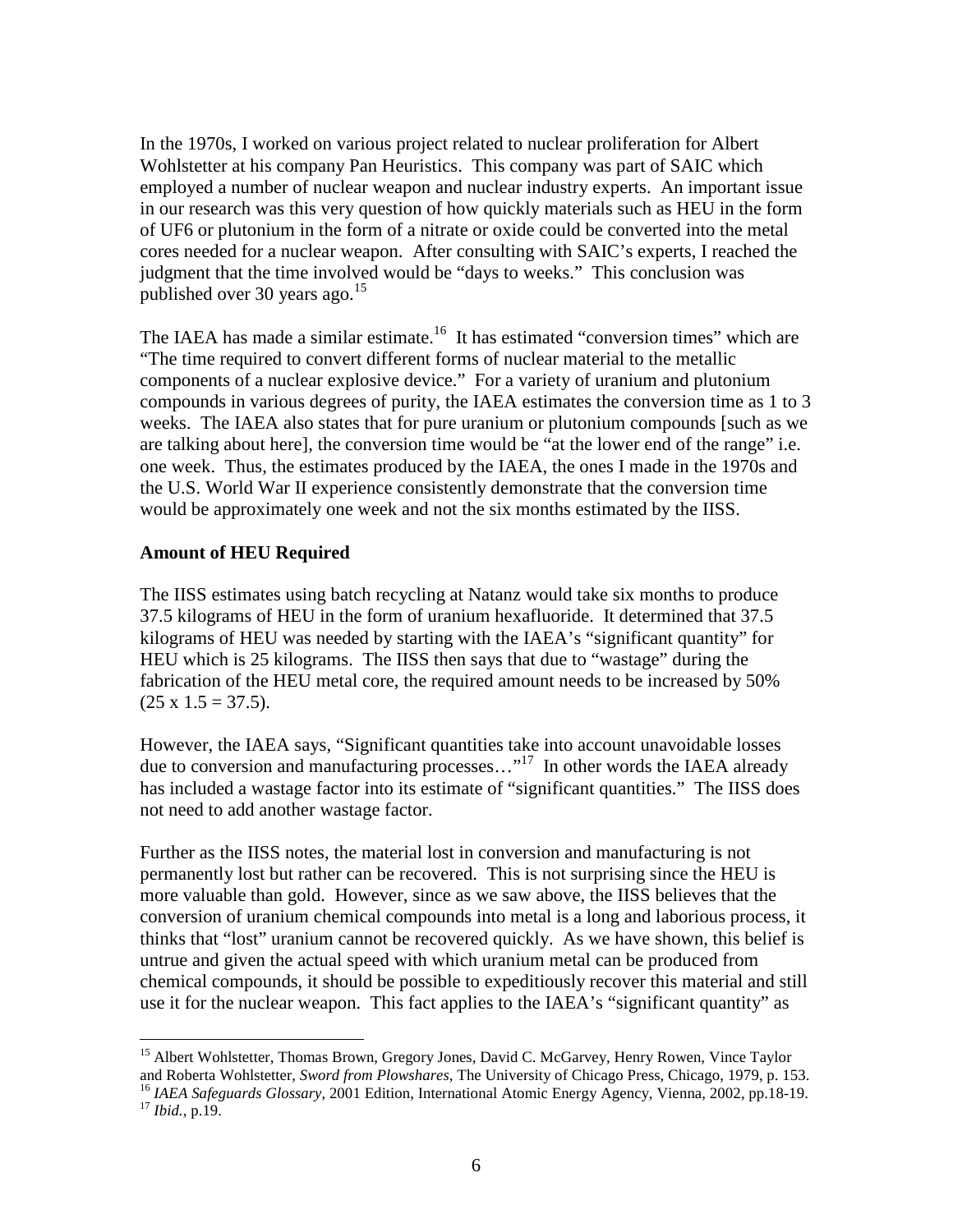In the 1970s, I worked on various project related to nuclear proliferation for Albert Wohlstetter at his company Pan Heuristics. This company was part of SAIC which employed a number of nuclear weapon and nuclear industry experts. An important issue in our research was this very question of how quickly materials such as HEU in the form of UF6 or plutonium in the form of a nitrate or oxide could be converted into the metal cores needed for a nuclear weapon. After consulting with SAIC's experts, I reached the judgment that the time involved would be "days to weeks." This conclusion was published over 30 years ago.[15]

The IAEA has made a similar estimate.[16] It has estimated "conversion times" which are "The time required to convert different forms of nuclear material to the metallic components of a nuclear explosive device." For a variety of uranium and plutonium compounds in various degrees of purity, the IAEA estimates the conversion time as 1 to 3 weeks. The IAEA also states that for pure uranium or plutonium compounds [such as we are talking about here], the conversion time would be "at the lower end of the range" i.e. one week. Thus, the estimates produced by the IAEA, the ones I made in the 1970s and the U.S. World War II experience consistently demonstrate that the conversion time would be approximately one week and not the six months estimated by the IISS.

**Amount of HEU Required**

The IISS estimates using batch recycling at Natanz would take six months to produce 37.5 kilograms of HEU in the form of uranium hexafluoride. It determined that 37.5 kilograms of HEU was needed by starting with the IAEA's "significant quantity" for HEU which is 25 kilograms. The IISS then says that due to "wastage" during the fabrication of the HEU metal core, the required amount needs to be increased by 50% $(25 \times 1.5 = 37.5)$.

However, the IAEA says, "Significant quantities take into account unavoidable losses due to conversion and manufacturing processes…"[17] In other words the IAEA already has included a wastage factor into its estimate of "significant quantities." The IISS does not need to add another wastage factor.

Further as the IISS notes, the material lost in conversion and manufacturing is not permanently lost but rather can be recovered. This is not surprising since the HEU is more valuable than gold. However, since as we saw above, the IISS believes that the conversion of uranium chemical compounds into metal is a long and laborious process, it thinks that "lost" uranium cannot be recovered quickly. As we have shown, this belief is untrue and given the actual speed with which uranium metal can be produced from chemical compounds, it should be possible to expeditiously recover this material and still use it for the nuclear weapon. This fact applies to the IAEA's "significant quantity" as

---

[15] Albert Wohlstetter, Thomas Brown, Gregory Jones, David C. McGarvey, Henry Rowen, Vince Taylor and Roberta Wohlstetter, *Sword from Plowshares*, The University of Chicago Press, Chicago, 1979, p. 153.

[16] *IAEA Safeguards Glossary*, 2001 Edition, International Atomic Energy Agency, Vienna, 2002, pp.18-19.

[17] *Ibid.*, p.19.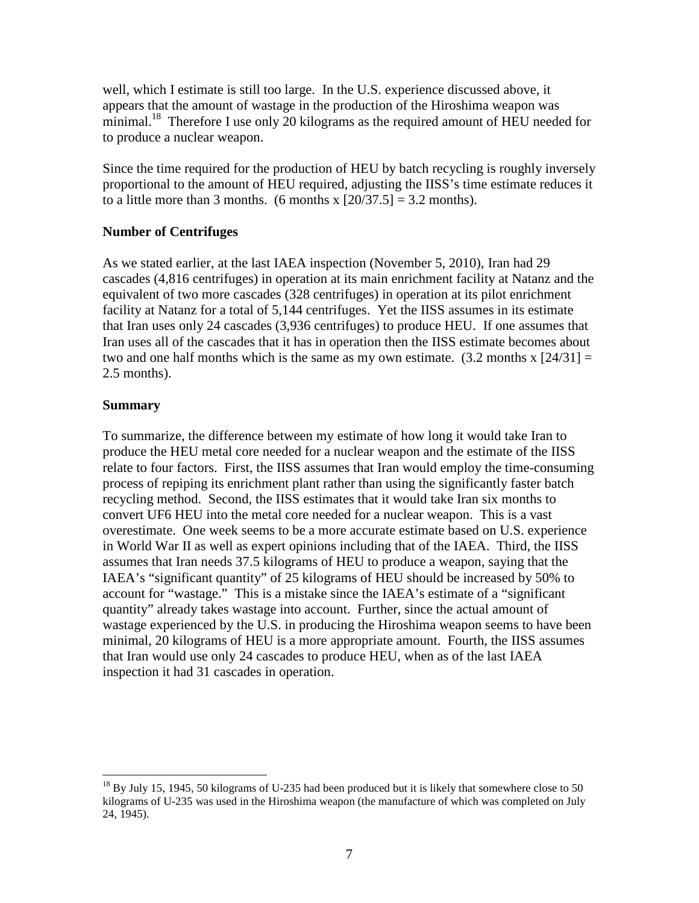well, which I estimate is still too large. In the U.S. experience discussed above, it appears that the amount of wastage in the production of the Hiroshima weapon was minimal.[18] Therefore I use only 20 kilograms as the required amount of HEU needed for to produce a nuclear weapon.

Since the time required for the production of HEU by batch recycling is roughly inversely proportional to the amount of HEU required, adjusting the IISS's time estimate reduces it to a little more than 3 months. (6 months x [20/37.5] = 3.2 months).

**Number of Centrifuges**

As we stated earlier, at the last IAEA inspection (November 5, 2010), Iran had 29 cascades (4,816 centrifuges) in operation at its main enrichment facility at Natanz and the equivalent of two more cascades (328 centrifuges) in operation at its pilot enrichment facility at Natanz for a total of 5,144 centrifuges. Yet the IISS assumes in its estimate that Iran uses only 24 cascades (3,936 centrifuges) to produce HEU. If one assumes that Iran uses all of the cascades that it has in operation then the IISS estimate becomes about two and one half months which is the same as my own estimate. (3.2 months x [24/31] = 2.5 months).

**Summary**

To summarize, the difference between my estimate of how long it would take Iran to produce the HEU metal core needed for a nuclear weapon and the estimate of the IISS relate to four factors. First, the IISS assumes that Iran would employ the time-consuming process of repiping its enrichment plant rather than using the significantly faster batch recycling method. Second, the IISS estimates that it would take Iran six months to convert UF6 HEU into the metal core needed for a nuclear weapon. This is a vast overestimate. One week seems to be a more accurate estimate based on U.S. experience in World War II as well as expert opinions including that of the IAEA. Third, the IISS assumes that Iran needs 37.5 kilograms of HEU to produce a weapon, saying that the IAEA's "significant quantity" of 25 kilograms of HEU should be increased by 50% to account for "wastage." This is a mistake since the IAEA's estimate of a "significant quantity" already takes wastage into account. Further, since the actual amount of wastage experienced by the U.S. in producing the Hiroshima weapon seems to have been minimal, 20 kilograms of HEU is a more appropriate amount. Fourth, the IISS assumes that Iran would use only 24 cascades to produce HEU, when as of the last IAEA inspection it had 31 cascades in operation.

---

[18] By July 15, 1945, 50 kilograms of U-235 had been produced but it is likely that somewhere close to 50 kilograms of U-235 was used in the Hiroshima weapon (the manufacture of which was completed on July 24, 1945).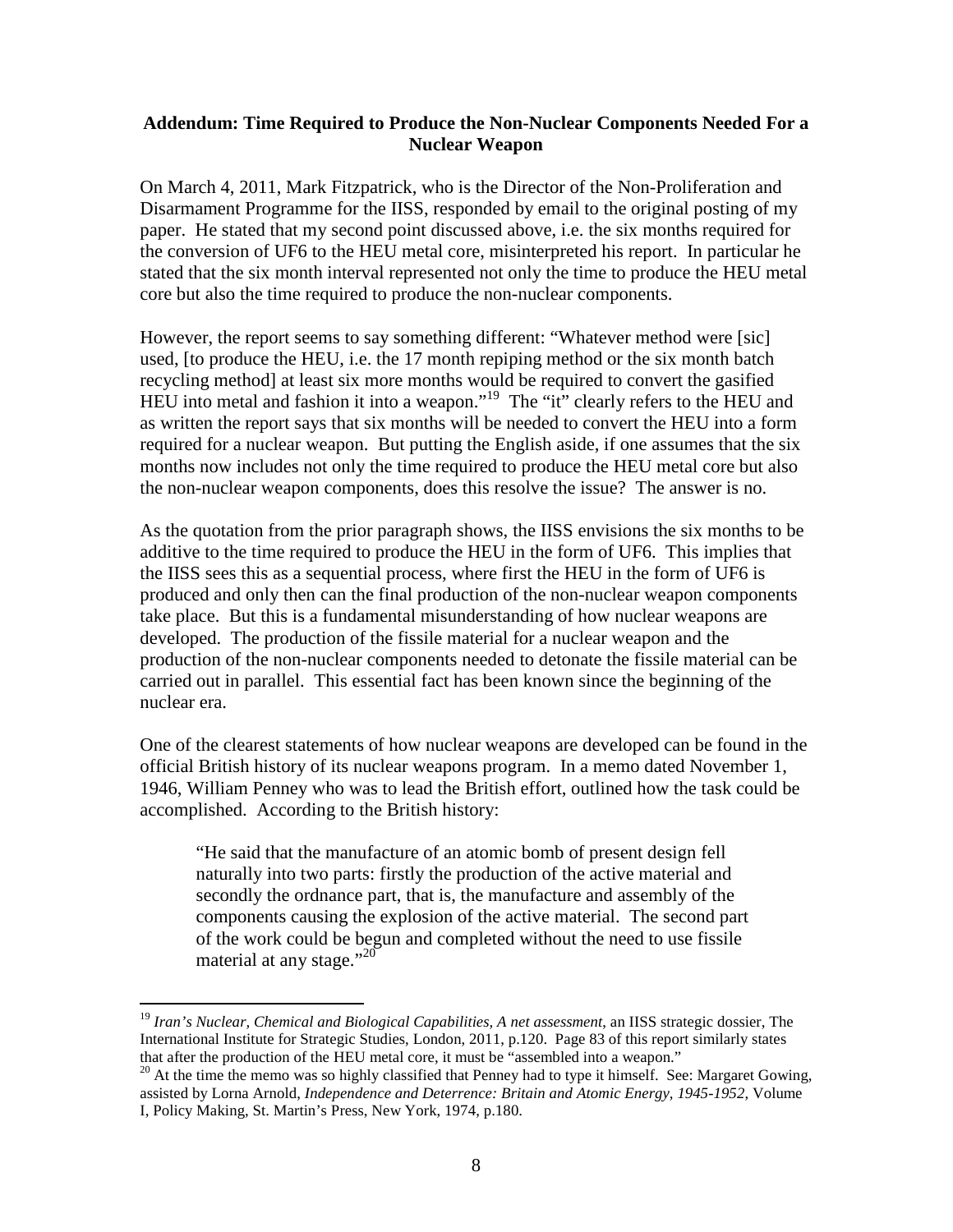**Addendum: Time Required to Produce the Non-Nuclear Components Needed For a Nuclear Weapon**

On March 4, 2011, Mark Fitzpatrick, who is the Director of the Non-Proliferation and Disarmament Programme for the IISS, responded by email to the original posting of my paper. He stated that my second point discussed above, i.e. the six months required for the conversion of UF6 to the HEU metal core, misinterpreted his report. In particular he stated that the six month interval represented not only the time to produce the HEU metal core but also the time required to produce the non-nuclear components.

However, the report seems to say something different: "Whatever method were [sic] used, [to produce the HEU, i.e. the 17 month repiping method or the six month batch recycling method] at least six more months would be required to convert the gasified HEU into metal and fashion it into a weapon."[19] The "it" clearly refers to the HEU and as written the report says that six months will be needed to convert the HEU into a form required for a nuclear weapon. But putting the English aside, if one assumes that the six months now includes not only the time required to produce the HEU metal core but also the non-nuclear weapon components, does this resolve the issue? The answer is no.

As the quotation from the prior paragraph shows, the IISS envisions the six months to be additive to the time required to produce the HEU in the form of UF6. This implies that the IISS sees this as a sequential process, where first the HEU in the form of UF6 is produced and only then can the final production of the non-nuclear weapon components take place. But this is a fundamental misunderstanding of how nuclear weapons are developed. The production of the fissile material for a nuclear weapon and the production of the non-nuclear components needed to detonate the fissile material can be carried out in parallel. This essential fact has been known since the beginning of the nuclear era.

One of the clearest statements of how nuclear weapons are developed can be found in the official British history of its nuclear weapons program. In a memo dated November 1, 1946, William Penney who was to lead the British effort, outlined how the task could be accomplished. According to the British history:

> "He said that the manufacture of an atomic bomb of present design fell naturally into two parts: firstly the production of the active material and secondly the ordnance part, that is, the manufacture and assembly of the components causing the explosion of the active material. The second part of the work could be begun and completed without the need to use fissile material at any stage."[20]

---

[19] *Iran's Nuclear, Chemical and Biological Capabilities, A net assessment*, an IISS strategic dossier, The International Institute for Strategic Studies, London, 2011, p.120. Page 83 of this report similarly states that after the production of the HEU metal core, it must be "assembled into a weapon."

[20] At the time the memo was so highly classified that Penney had to type it himself. See: Margaret Gowing, assisted by Lorna Arnold, *Independence and Deterrence: Britain and Atomic Energy, 1945-1952*, Volume I, Policy Making, St. Martin's Press, New York, 1974, p.180.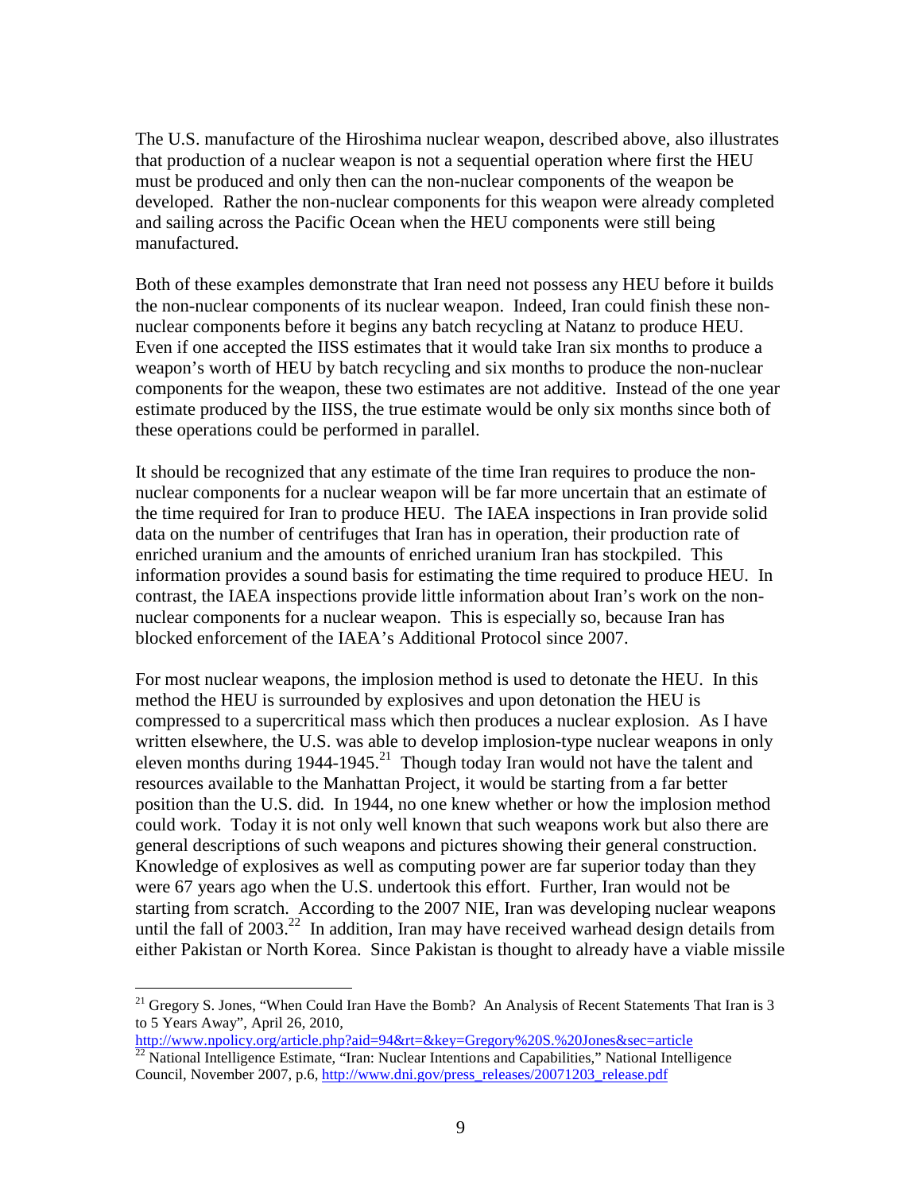The U.S. manufacture of the Hiroshima nuclear weapon, described above, also illustrates that production of a nuclear weapon is not a sequential operation where first the HEU must be produced and only then can the non-nuclear components of the weapon be developed. Rather the non-nuclear components for this weapon were already completed and sailing across the Pacific Ocean when the HEU components were still being manufactured.

Both of these examples demonstrate that Iran need not possess any HEU before it builds the non-nuclear components of its nuclear weapon. Indeed, Iran could finish these non-nuclear components before it begins any batch recycling at Natanz to produce HEU. Even if one accepted the IISS estimates that it would take Iran six months to produce a weapon's worth of HEU by batch recycling and six months to produce the non-nuclear components for the weapon, these two estimates are not additive. Instead of the one year estimate produced by the IISS, the true estimate would be only six months since both of these operations could be performed in parallel.

It should be recognized that any estimate of the time Iran requires to produce the non-nuclear components for a nuclear weapon will be far more uncertain that an estimate of the time required for Iran to produce HEU. The IAEA inspections in Iran provide solid data on the number of centrifuges that Iran has in operation, their production rate of enriched uranium and the amounts of enriched uranium Iran has stockpiled. This information provides a sound basis for estimating the time required to produce HEU. In contrast, the IAEA inspections provide little information about Iran's work on the non-nuclear components for a nuclear weapon. This is especially so, because Iran has blocked enforcement of the IAEA's Additional Protocol since 2007.

For most nuclear weapons, the implosion method is used to detonate the HEU. In this method the HEU is surrounded by explosives and upon detonation the HEU is compressed to a supercritical mass which then produces a nuclear explosion. As I have written elsewhere, the U.S. was able to develop implosion-type nuclear weapons in only eleven months during 1944-1945.[21] Though today Iran would not have the talent and resources available to the Manhattan Project, it would be starting from a far better position than the U.S. did. In 1944, no one knew whether or how the implosion method could work. Today it is not only well known that such weapons work but also there are general descriptions of such weapons and pictures showing their general construction. Knowledge of explosives as well as computing power are far superior today than they were 67 years ago when the U.S. undertook this effort. Further, Iran would not be starting from scratch. According to the 2007 NIE, Iran was developing nuclear weapons until the fall of 2003.[22] In addition, Iran may have received warhead design details from either Pakistan or North Korea. Since Pakistan is thought to already have a viable missile

---

[21] Gregory S. Jones, "When Could Iran Have the Bomb? An Analysis of Recent Statements That Iran is 3 to 5 Years Away", April 26, 2010, http://www.npolicy.org/article.php?aid=94&rt=&key=Gregory%20S.%20Jones&sec=article

[22] National Intelligence Estimate, "Iran: Nuclear Intentions and Capabilities," National Intelligence Council, November 2007, p.6, http://www.dni.gov/press_releases/20071203_release.pdf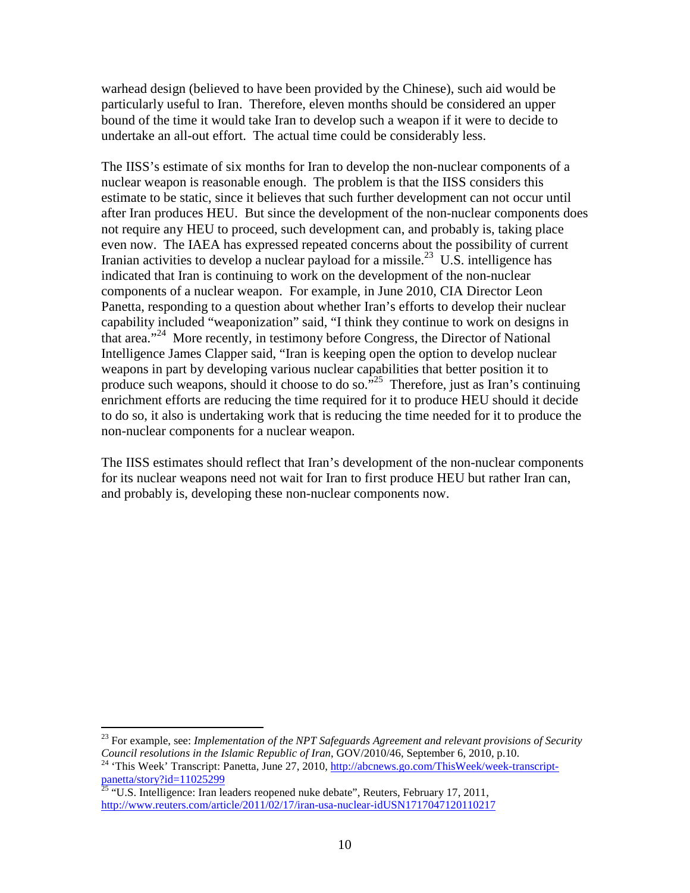warhead design (believed to have been provided by the Chinese), such aid would be particularly useful to Iran. Therefore, eleven months should be considered an upper bound of the time it would take Iran to develop such a weapon if it were to decide to undertake an all-out effort. The actual time could be considerably less.

The IISS's estimate of six months for Iran to develop the non-nuclear components of a nuclear weapon is reasonable enough. The problem is that the IISS considers this estimate to be static, since it believes that such further development can not occur until after Iran produces HEU. But since the development of the non-nuclear components does not require any HEU to proceed, such development can, and probably is, taking place even now. The IAEA has expressed repeated concerns about the possibility of current Iranian activities to develop a nuclear payload for a missile.[23] U.S. intelligence has indicated that Iran is continuing to work on the development of the non-nuclear components of a nuclear weapon. For example, in June 2010, CIA Director Leon Panetta, responding to a question about whether Iran's efforts to develop their nuclear capability included "weaponization" said, "I think they continue to work on designs in that area."[24] More recently, in testimony before Congress, the Director of National Intelligence James Clapper said, "Iran is keeping open the option to develop nuclear weapons in part by developing various nuclear capabilities that better position it to produce such weapons, should it choose to do so."[25] Therefore, just as Iran's continuing enrichment efforts are reducing the time required for it to produce HEU should it decide to do so, it also is undertaking work that is reducing the time needed for it to produce the non-nuclear components for a nuclear weapon.

The IISS estimates should reflect that Iran's development of the non-nuclear components for its nuclear weapons need not wait for Iran to first produce HEU but rather Iran can, and probably is, developing these non-nuclear components now.

---

[23] For example, see: *Implementation of the NPT Safeguards Agreement and relevant provisions of Security Council resolutions in the Islamic Republic of Iran*, GOV/2010/46, September 6, 2010, p.10.

[24] 'This Week' Transcript: Panetta, June 27, 2010, http://abcnews.go.com/ThisWeek/week-transcript-panetta/story?id=11025299

[25] "U.S. Intelligence: Iran leaders reopened nuke debate", Reuters, February 17, 2011, http://www.reuters.com/article/2011/02/17/iran-usa-nuclear-idUSN1717047120110217